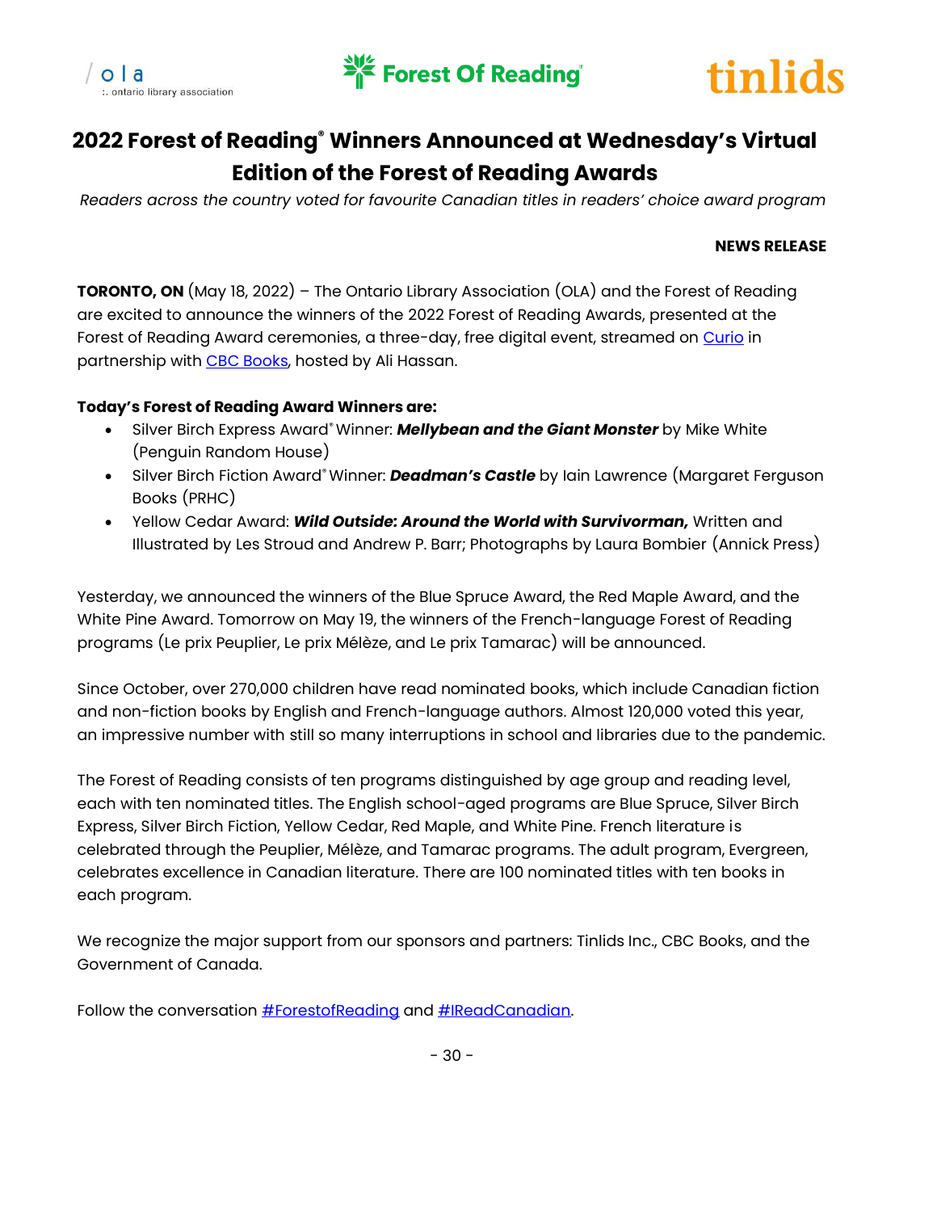ola :. ontario library association

Forest Of Reading®

tinlids

# 2022 Forest of Reading® Winners Announced at Wednesday's Virtual Edition of the Forest of Reading Awards

*Readers across the country voted for favourite Canadian titles in readers' choice award program*

**NEWS RELEASE**

**TORONTO, ON** (May 18, 2022) – The Ontario Library Association (OLA) and the Forest of Reading are excited to announce the winners of the 2022 Forest of Reading Awards, presented at the Forest of Reading Award ceremonies, a three-day, free digital event, streamed on [Curio](Curio) in partnership with [CBC Books](CBC Books), hosted by Ali Hassan.

**Today's Forest of Reading Award Winners are:**

- Silver Birch Express Award® Winner: ***Mellybean and the Giant Monster*** by Mike White (Penguin Random House)
- Silver Birch Fiction Award® Winner: ***Deadman's Castle*** by Iain Lawrence (Margaret Ferguson Books (PRHC)
- Yellow Cedar Award: ***Wild Outside: Around the World with Survivorman,*** Written and Illustrated by Les Stroud and Andrew P. Barr; Photographs by Laura Bombier (Annick Press)

Yesterday, we announced the winners of the Blue Spruce Award, the Red Maple Award, and the White Pine Award. Tomorrow on May 19, the winners of the French-language Forest of Reading programs (Le prix Peuplier, Le prix Mélèze, and Le prix Tamarac) will be announced.

Since October, over 270,000 children have read nominated books, which include Canadian fiction and non-fiction books by English and French-language authors. Almost 120,000 voted this year, an impressive number with still so many interruptions in school and libraries due to the pandemic.

The Forest of Reading consists of ten programs distinguished by age group and reading level, each with ten nominated titles. The English school-aged programs are Blue Spruce, Silver Birch Express, Silver Birch Fiction, Yellow Cedar, Red Maple, and White Pine. French literature is celebrated through the Peuplier, Mélèze, and Tamarac programs. The adult program, Evergreen, celebrates excellence in Canadian literature. There are 100 nominated titles with ten books in each program.

We recognize the major support from our sponsors and partners: Tinlids Inc., CBC Books, and the Government of Canada.

Follow the conversation [#ForestofReading](#ForestofReading) and [#IReadCanadian](#IReadCanadian).

- 30 -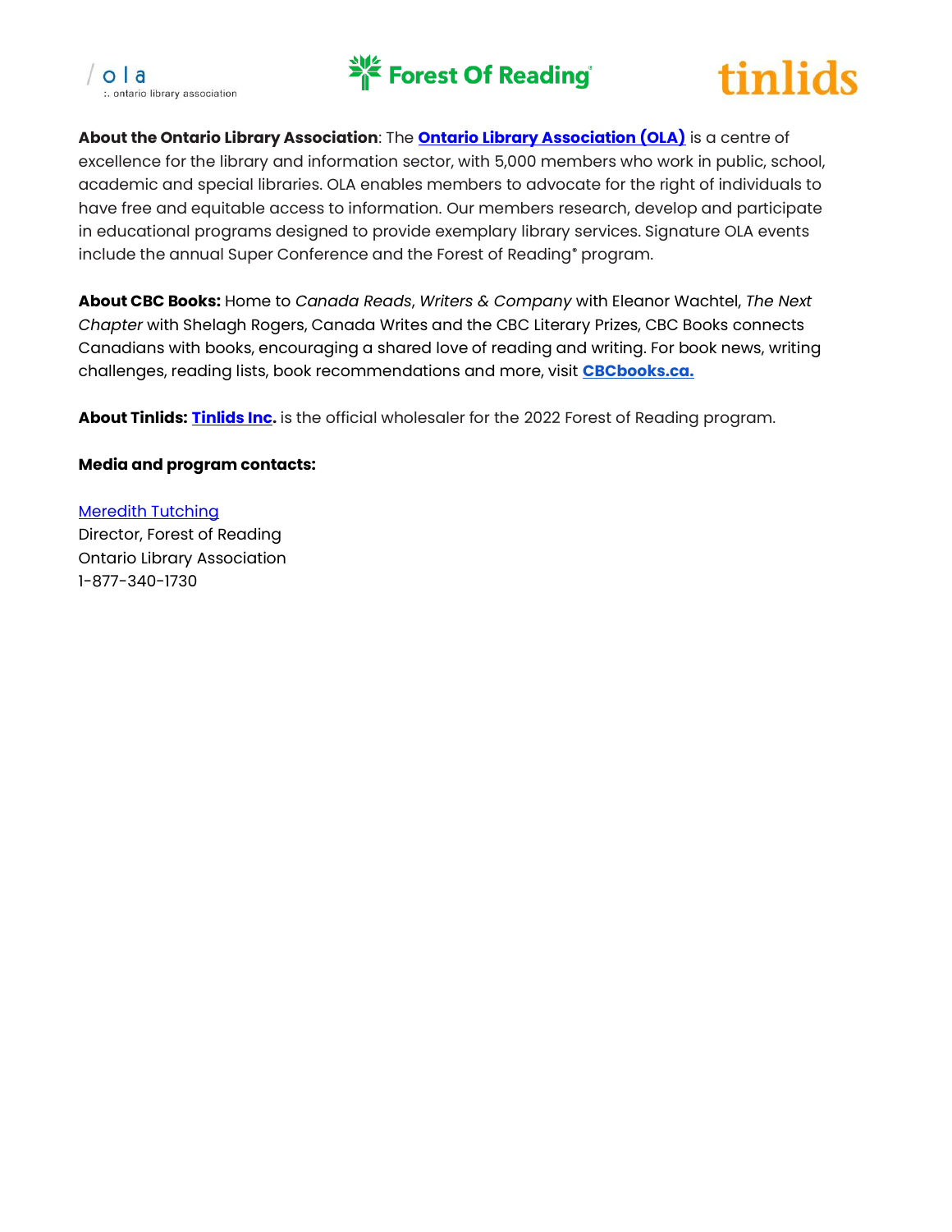**About the Ontario Library Association**: The **Ontario Library Association (OLA)** is a centre of excellence for the library and information sector, with 5,000 members who work in public, school, academic and special libraries. OLA enables members to advocate for the right of individuals to have free and equitable access to information. Our members research, develop and participate in educational programs designed to provide exemplary library services. Signature OLA events include the annual Super Conference and the Forest of Reading® program.

**About CBC Books:** Home to *Canada Reads*, *Writers & Company* with Eleanor Wachtel, *The Next Chapter* with Shelagh Rogers, Canada Writes and the CBC Literary Prizes, CBC Books connects Canadians with books, encouraging a shared love of reading and writing. For book news, writing challenges, reading lists, book recommendations and more, visit **CBCbooks.ca.**

**About Tinlids: Tinlids Inc.** is the official wholesaler for the 2022 Forest of Reading program.

**Media and program contacts:**

Meredith Tutching  
Director, Forest of Reading  
Ontario Library Association  
1-877-340-1730